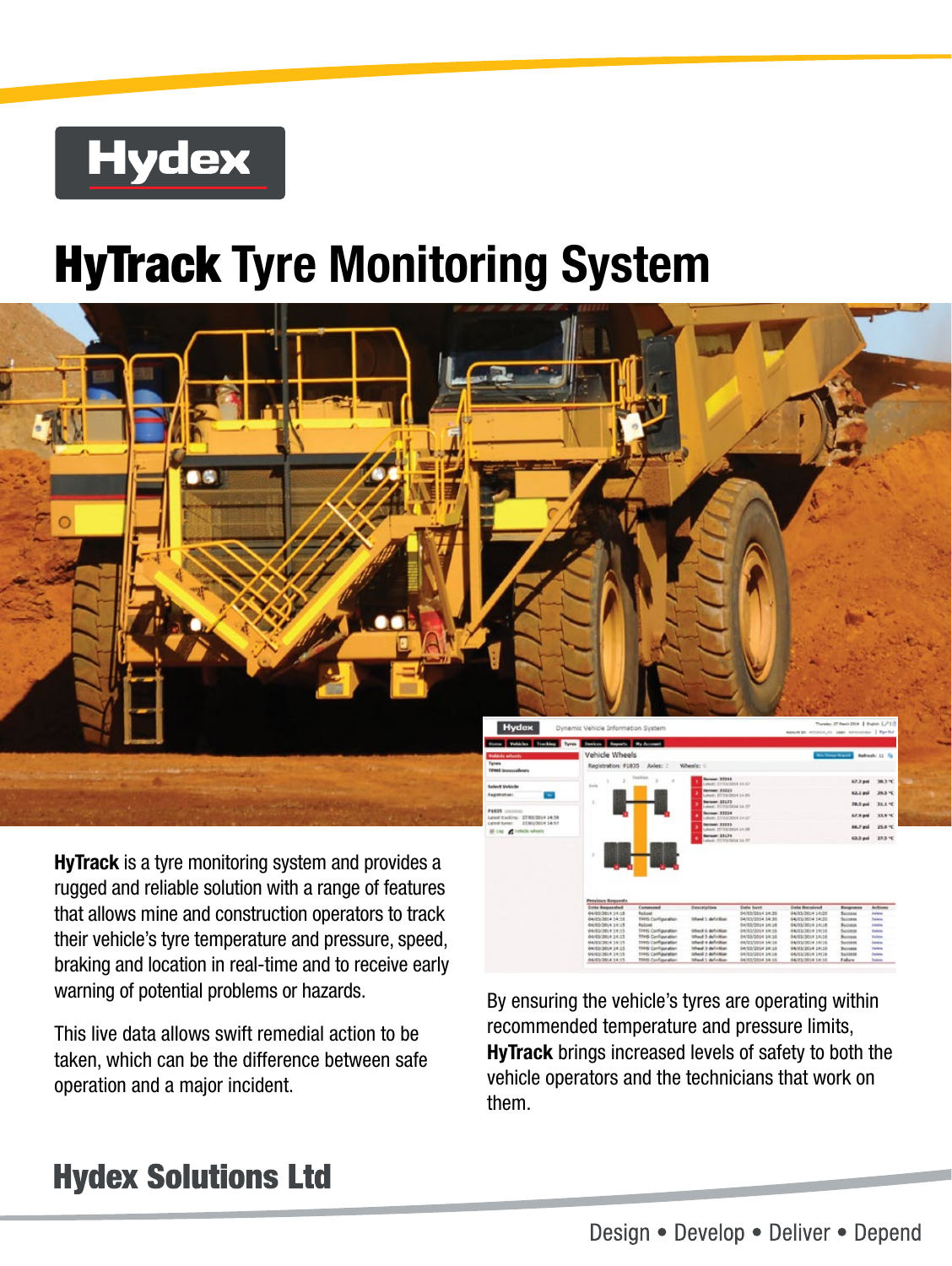Hydex

# HyTrack Tyre Monitoring System

**HyTrack** is a tyre monitoring system and provides a rugged and reliable solution with a range of features that allows mine and construction operators to track their vehicle's tyre temperature and pressure, speed, braking and location in real-time and to receive early warning of potential problems or hazards.

This live data allows swift remedial action to be taken, which can be the difference between safe operation and a major incident.

By ensuring the vehicle's tyres are operating within recommended temperature and pressure limits, **HyTrack** brings increased levels of safety to both the vehicle operators and the technicians that work on them.

## Hydex Solutions Ltd

Design • Develop • Deliver • Depend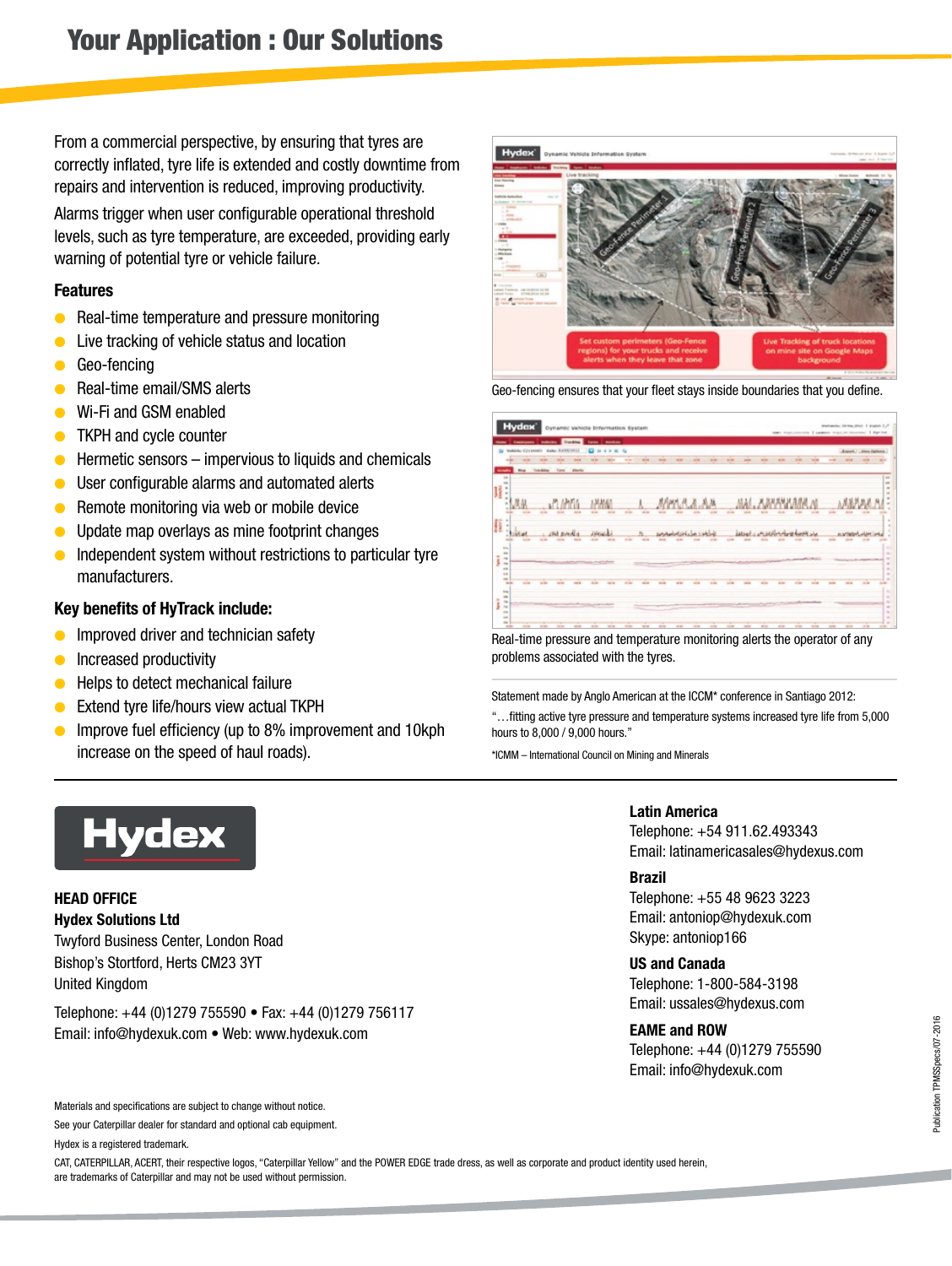# Your Application : Our Solutions

From a commercial perspective, by ensuring that tyres are correctly inflated, tyre life is extended and costly downtime from repairs and intervention is reduced, improving productivity.

Alarms trigger when user configurable operational threshold levels, such as tyre temperature, are exceeded, providing early warning of potential tyre or vehicle failure.

### Features

- Real-time temperature and pressure monitoring
- Live tracking of vehicle status and location
- Geo-fencing
- Real-time email/SMS alerts
- Wi-Fi and GSM enabled
- TKPH and cycle counter
- Hermetic sensors – impervious to liquids and chemicals
- User configurable alarms and automated alerts
- Remote monitoring via web or mobile device
- Update map overlays as mine footprint changes
- Independent system without restrictions to particular tyre manufacturers.

### Key benefits of HyTrack include:

- Improved driver and technician safety
- Increased productivity
- Helps to detect mechanical failure
- Extend tyre life/hours view actual TKPH
- Improve fuel efficiency (up to 8% improvement and 10kph increase on the speed of haul roads).

Geo-fencing ensures that your fleet stays inside boundaries that you define.

Real-time pressure and temperature monitoring alerts the operator of any problems associated with the tyres.

Statement made by Anglo American at the ICCM* conference in Santiago 2012:

"…fitting active tyre pressure and temperature systems increased tyre life from 5,000 hours to 8,000 / 9,000 hours."

*ICMM – International Council on Mining and Minerals

**HEAD OFFICE**
**Hydex Solutions Ltd**
Twyford Business Center, London Road
Bishop's Stortford, Herts CM23 3YT
United Kingdom

Telephone: +44 (0)1279 755590 • Fax: +44 (0)1279 756117
Email: info@hydexuk.com • Web: www.hydexuk.com

**Latin America**
Telephone: +54 911.62.493343
Email: latinamericasales@hydexus.com

**Brazil**
Telephone: +55 48 9623 3223
Email: antoniop@hydexuk.com
Skype: antoniop166

**US and Canada**
Telephone: 1-800-584-3198
Email: ussales@hydexus.com

**EAME and ROW**
Telephone: +44 (0)1279 755590
Email: info@hydexuk.com

Materials and specifications are subject to change without notice.

See your Caterpillar dealer for standard and optional cab equipment.

Hydex is a registered trademark.

CAT, CATERPILLAR, ACERT, their respective logos, "Caterpillar Yellow" and the POWER EDGE trade dress, as well as corporate and product identity used herein, are trademarks of Caterpillar and may not be used without permission.

Publication TPMSSpecs/07-2016